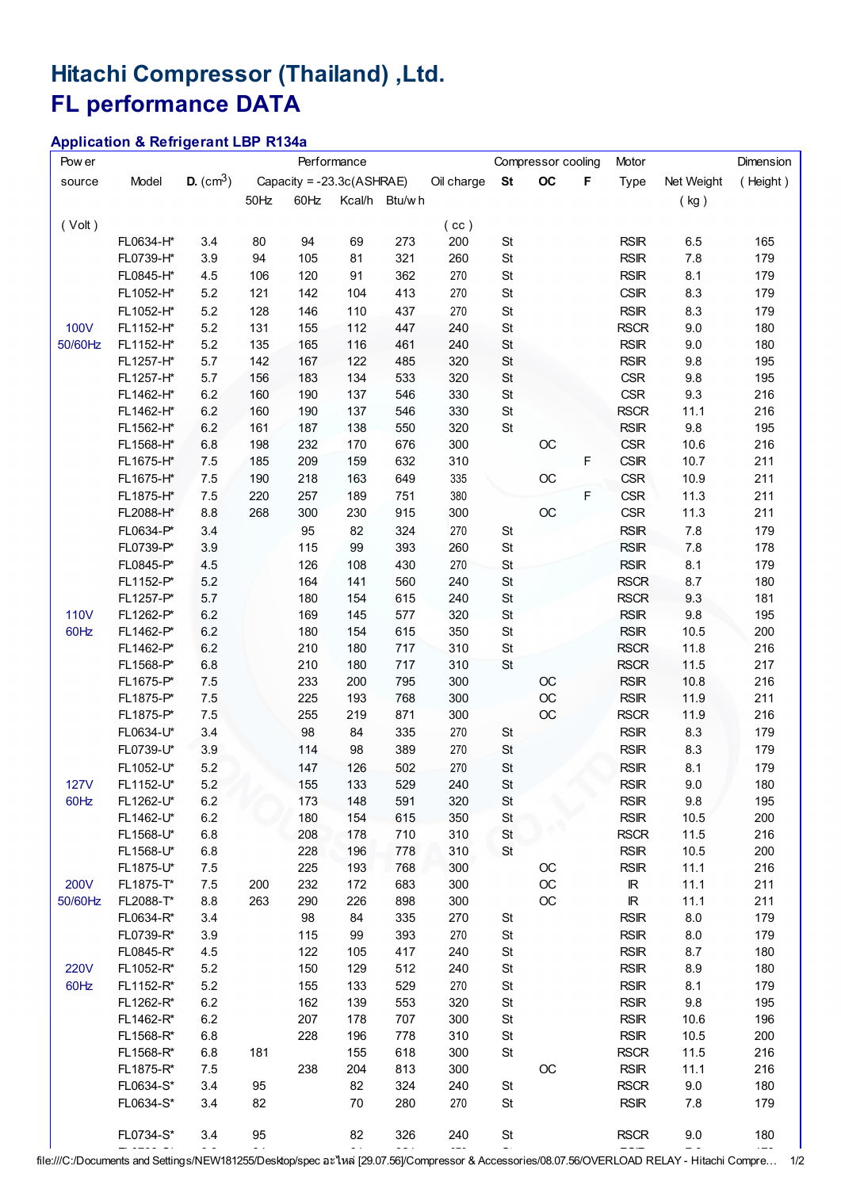# Hitachi Compressor (Thailand) ,Ltd.
# FL performance DATA

## Application & Refrigerant LBP R134a

| Power source | Model | D. (cm³) | Performance | | | | Oil charge | Compressor cooling | | | Motor | Net Weight | Dimension |
|---|---|---|---|---|---|---|---|---|---|---|---|---|---|
| | | | Capacity = -23.3c(ASHRAE) | | | | | St | OC | F | Type | | ( Height ) |
| | | | 50Hz | 60Hz | Kcal/h | Btu/wh | | | | | | ( kg ) | |
| ( Volt ) | | | | | | | ( cc ) | | | | | | |
| | FL0634-H* | 3.4 | 80 | 94 | 69 | 273 | 200 | St | | | RSIR | 6.5 | 165 |
| | FL0739-H* | 3.9 | 94 | 105 | 81 | 321 | 260 | St | | | RSIR | 7.8 | 179 |
| | FL0845-H* | 4.5 | 106 | 120 | 91 | 362 | 270 | St | | | RSIR | 8.1 | 179 |
| | FL1052-H* | 5.2 | 121 | 142 | 104 | 413 | 270 | St | | | CSIR | 8.3 | 179 |
| | FL1052-H* | 5.2 | 128 | 146 | 110 | 437 | 270 | St | | | RSIR | 8.3 | 179 |
| 100V | FL1152-H* | 5.2 | 131 | 155 | 112 | 447 | 240 | St | | | RSCR | 9.0 | 180 |
| 50/60Hz | FL1152-H* | 5.2 | 135 | 165 | 116 | 461 | 240 | St | | | RSIR | 9.0 | 180 |
| | FL1257-H* | 5.7 | 142 | 167 | 122 | 485 | 320 | St | | | RSIR | 9.8 | 195 |
| | FL1257-H* | 5.7 | 156 | 183 | 134 | 533 | 320 | St | | | CSR | 9.8 | 195 |
| | FL1462-H* | 6.2 | 160 | 190 | 137 | 546 | 330 | St | | | CSR | 9.3 | 216 |
| | FL1462-H* | 6.2 | 160 | 190 | 137 | 546 | 330 | St | | | RSCR | 11.1 | 216 |
| | FL1562-H* | 6.2 | 161 | 187 | 138 | 550 | 320 | St | | | RSIR | 9.8 | 195 |
| | FL1568-H* | 6.8 | 198 | 232 | 170 | 676 | 300 | | OC | | CSR | 10.6 | 216 |
| | FL1675-H* | 7.5 | 185 | 209 | 159 | 632 | 310 | | | F | CSIR | 10.7 | 211 |
| | FL1675-H* | 7.5 | 190 | 218 | 163 | 649 | 335 | | OC | | CSR | 10.9 | 211 |
| | FL1875-H* | 7.5 | 220 | 257 | 189 | 751 | 380 | | | F | CSR | 11.3 | 211 |
| | FL2088-H* | 8.8 | 268 | 300 | 230 | 915 | 300 | | OC | | CSR | 11.3 | 211 |
| | FL0634-P* | 3.4 | | 95 | 82 | 324 | 270 | St | | | RSIR | 7.8 | 179 |
| | FL0739-P* | 3.9 | | 115 | 99 | 393 | 260 | St | | | RSIR | 7.8 | 178 |
| | FL0845-P* | 4.5 | | 126 | 108 | 430 | 270 | St | | | RSIR | 8.1 | 179 |
| | FL1152-P* | 5.2 | | 164 | 141 | 560 | 240 | St | | | RSCR | 8.7 | 180 |
| | FL1257-P* | 5.7 | | 180 | 154 | 615 | 240 | St | | | RSCR | 9.3 | 181 |
| 110V | FL1262-P* | 6.2 | | 169 | 145 | 577 | 320 | St | | | RSIR | 9.8 | 195 |
| 60Hz | FL1462-P* | 6.2 | | 180 | 154 | 615 | 350 | St | | | RSIR | 10.5 | 200 |
| | FL1462-P* | 6.2 | | 210 | 180 | 717 | 310 | St | | | RSCR | 11.8 | 216 |
| | FL1568-P* | 6.8 | | 210 | 180 | 717 | 310 | St | | | RSCR | 11.5 | 217 |
| | FL1675-P* | 7.5 | | 233 | 200 | 795 | 300 | | OC | | RSIR | 10.8 | 216 |
| | FL1875-P* | 7.5 | | 225 | 193 | 768 | 300 | | OC | | RSIR | 11.9 | 211 |
| | FL1875-P* | 7.5 | | 255 | 219 | 871 | 300 | | OC | | RSCR | 11.9 | 216 |
| | FL0634-U* | 3.4 | | 98 | 84 | 335 | 270 | St | | | RSIR | 8.3 | 179 |
| | FL0739-U* | 3.9 | | 114 | 98 | 389 | 270 | St | | | RSIR | 8.3 | 179 |
| | FL1052-U* | 5.2 | | 147 | 126 | 502 | 270 | St | | | RSIR | 8.1 | 179 |
| 127V | FL1152-U* | 5.2 | | 155 | 133 | 529 | 240 | St | | | RSIR | 9.0 | 180 |
| 60Hz | FL1262-U* | 6.2 | | 173 | 148 | 591 | 320 | St | | | RSIR | 9.8 | 195 |
| | FL1462-U* | 6.2 | | 180 | 154 | 615 | 350 | St | | | RSIR | 10.5 | 200 |
| | FL1568-U* | 6.8 | | 208 | 178 | 710 | 310 | St | | | RSCR | 11.5 | 216 |
| | FL1568-U* | 6.8 | | 228 | 196 | 778 | 310 | St | | | RSIR | 10.5 | 200 |
| | FL1875-U* | 7.5 | | 225 | 193 | 768 | 300 | | OC | | RSIR | 11.1 | 216 |
| 200V | FL1875-T* | 7.5 | 200 | 232 | 172 | 683 | 300 | | OC | | IR | 11.1 | 211 |
| 50/60Hz | FL2088-T* | 8.8 | 263 | 290 | 226 | 898 | 300 | | OC | | IR | 11.1 | 211 |
| | FL0634-R* | 3.4 | | 98 | 84 | 335 | 270 | St | | | RSIR | 8.0 | 179 |
| | FL0739-R* | 3.9 | | 115 | 99 | 393 | 270 | St | | | RSIR | 8.0 | 179 |
| | FL0845-R* | 4.5 | | 122 | 105 | 417 | 240 | St | | | RSIR | 8.7 | 180 |
| 220V | FL1052-R* | 5.2 | | 150 | 129 | 512 | 240 | St | | | RSIR | 8.9 | 180 |
| 60Hz | FL1152-R* | 5.2 | | 155 | 133 | 529 | 270 | St | | | RSIR | 8.1 | 179 |
| | FL1262-R* | 6.2 | | 162 | 139 | 553 | 320 | St | | | RSIR | 9.8 | 195 |
| | FL1462-R* | 6.2 | | 207 | 178 | 707 | 300 | St | | | RSIR | 10.6 | 196 |
| | FL1568-R* | 6.8 | | 228 | 196 | 778 | 310 | St | | | RSIR | 10.5 | 200 |
| | FL1568-R* | 6.8 | 181 | | 155 | 618 | 300 | St | | | RSCR | 11.5 | 216 |
| | FL1875-R* | 7.5 | | 238 | 204 | 813 | 300 | | OC | | RSIR | 11.1 | 216 |
| | FL0634-S* | 3.4 | 95 | | 82 | 324 | 240 | St | | | RSCR | 9.0 | 180 |
| | FL0634-S* | 3.4 | 82 | | 70 | 280 | 270 | St | | | RSIR | 7.8 | 179 |
| | FL0734-S* | 3.4 | 95 | | 82 | 326 | 240 | St | | | RSCR | 9.0 | 180 |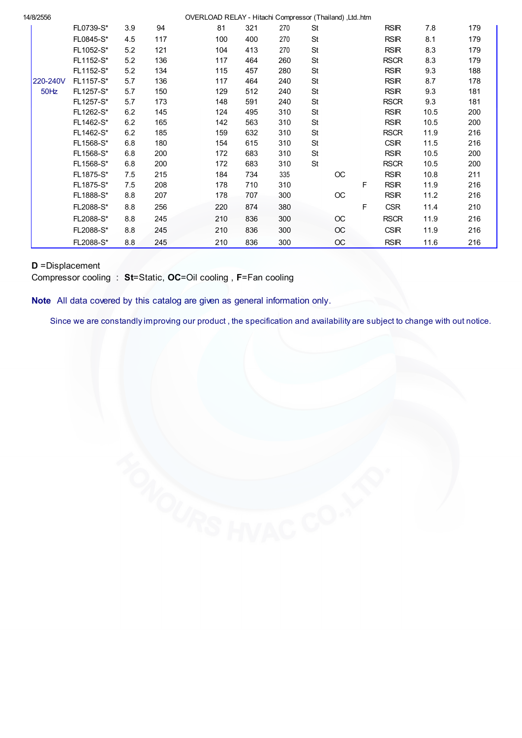| | | | | | | | | | | | |
|---|---|---|---|---|---|---|---|---|---|---|---|
| | FL0739-S* | 3.9 | 94 | 81 | 321 | 270 | St | | | RSIR | 7.8 | 179 |
| | FL0845-S* | 4.5 | 117 | 100 | 400 | 270 | St | | | RSIR | 8.1 | 179 |
| | FL1052-S* | 5.2 | 121 | 104 | 413 | 270 | St | | | RSIR | 8.3 | 179 |
| | FL1152-S* | 5.2 | 136 | 117 | 464 | 260 | St | | | RSCR | 8.3 | 179 |
| | FL1152-S* | 5.2 | 134 | 115 | 457 | 280 | St | | | RSIR | 9.3 | 188 |
| 220-240V | FL1157-S* | 5.7 | 136 | 117 | 464 | 240 | St | | | RSIR | 8.7 | 178 |
| 50Hz | FL1257-S* | 5.7 | 150 | 129 | 512 | 240 | St | | | RSIR | 9.3 | 181 |
| | FL1257-S* | 5.7 | 173 | 148 | 591 | 240 | St | | | RSCR | 9.3 | 181 |
| | FL1262-S* | 6.2 | 145 | 124 | 495 | 310 | St | | | RSIR | 10.5 | 200 |
| | FL1462-S* | 6.2 | 165 | 142 | 563 | 310 | St | | | RSIR | 10.5 | 200 |
| | FL1462-S* | 6.2 | 185 | 159 | 632 | 310 | St | | | RSCR | 11.9 | 216 |
| | FL1568-S* | 6.8 | 180 | 154 | 615 | 310 | St | | | CSIR | 11.5 | 216 |
| | FL1568-S* | 6.8 | 200 | 172 | 683 | 310 | St | | | RSIR | 10.5 | 200 |
| | FL1568-S* | 6.8 | 200 | 172 | 683 | 310 | St | | | RSCR | 10.5 | 200 |
| | FL1875-S* | 7.5 | 215 | 184 | 734 | 335 | | OC | | RSIR | 10.8 | 211 |
| | FL1875-S* | 7.5 | 208 | 178 | 710 | 310 | | | F | RSIR | 11.9 | 216 |
| | FL1888-S* | 8.8 | 207 | 178 | 707 | 300 | | OC | | RSIR | 11.2 | 216 |
| | FL2088-S* | 8.8 | 256 | 220 | 874 | 380 | | | F | CSR | 11.4 | 210 |
| | FL2088-S* | 8.8 | 245 | 210 | 836 | 300 | | OC | | RSCR | 11.9 | 216 |
| | FL2088-S* | 8.8 | 245 | 210 | 836 | 300 | | OC | | CSIR | 11.9 | 216 |
| | FL2088-S* | 8.8 | 245 | 210 | 836 | 300 | | OC | | RSIR | 11.6 | 216 |

**D** =Displacement

Compressor cooling : **St**=Static, **OC**=Oil cooling , **F**=Fan cooling

**Note** All data covered by this catalog are given as general information only.

Since we are constandly improving our product , the specification and availability are subject to change with out notice.